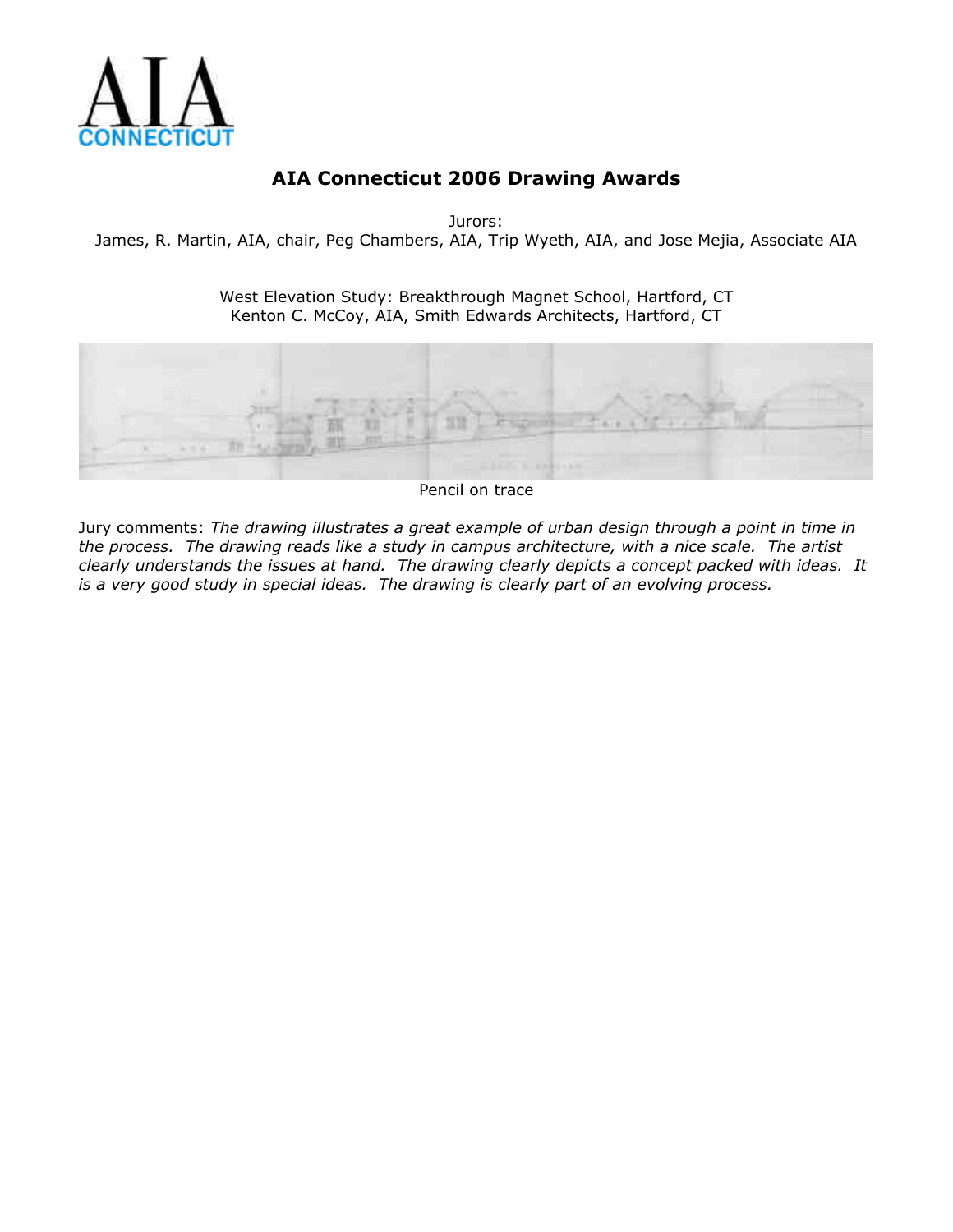AIA CONNECTICUT

# AIA Connecticut 2006 Drawing Awards

Jurors:
James, R. Martin, AIA, chair, Peg Chambers, AIA, Trip Wyeth, AIA, and Jose Mejia, Associate AIA

West Elevation Study: Breakthrough Magnet School, Hartford, CT
Kenton C. McCoy, AIA, Smith Edwards Architects, Hartford, CT

Pencil on trace

Jury comments: *The drawing illustrates a great example of urban design through a point in time in the process. The drawing reads like a study in campus architecture, with a nice scale. The artist clearly understands the issues at hand. The drawing clearly depicts a concept packed with ideas. It is a very good study in special ideas. The drawing is clearly part of an evolving process.*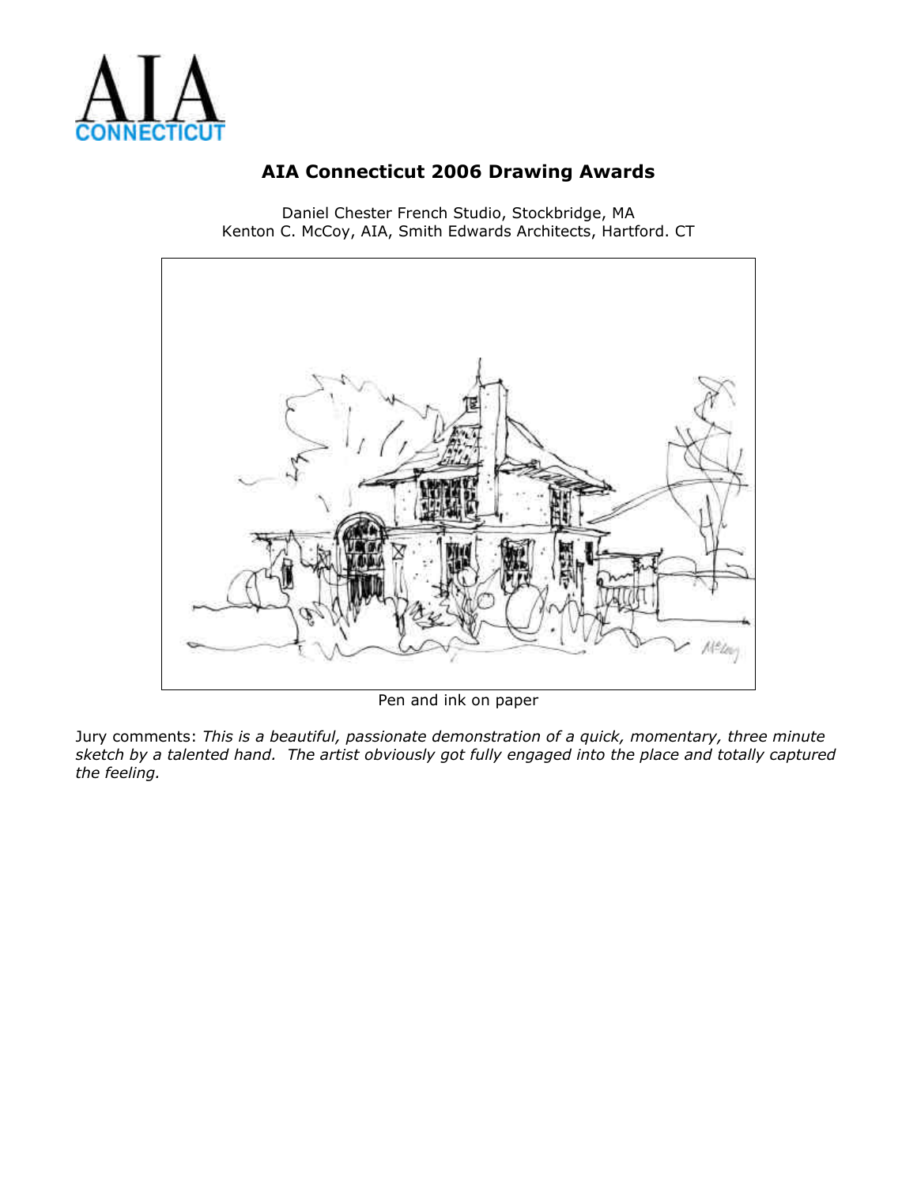# AIA Connecticut 2006 Drawing Awards

Daniel Chester French Studio, Stockbridge, MA
Kenton C. McCoy, AIA, Smith Edwards Architects, Hartford. CT

Pen and ink on paper

Jury comments: *This is a beautiful, passionate demonstration of a quick, momentary, three minute sketch by a talented hand. The artist obviously got fully engaged into the place and totally captured the feeling.*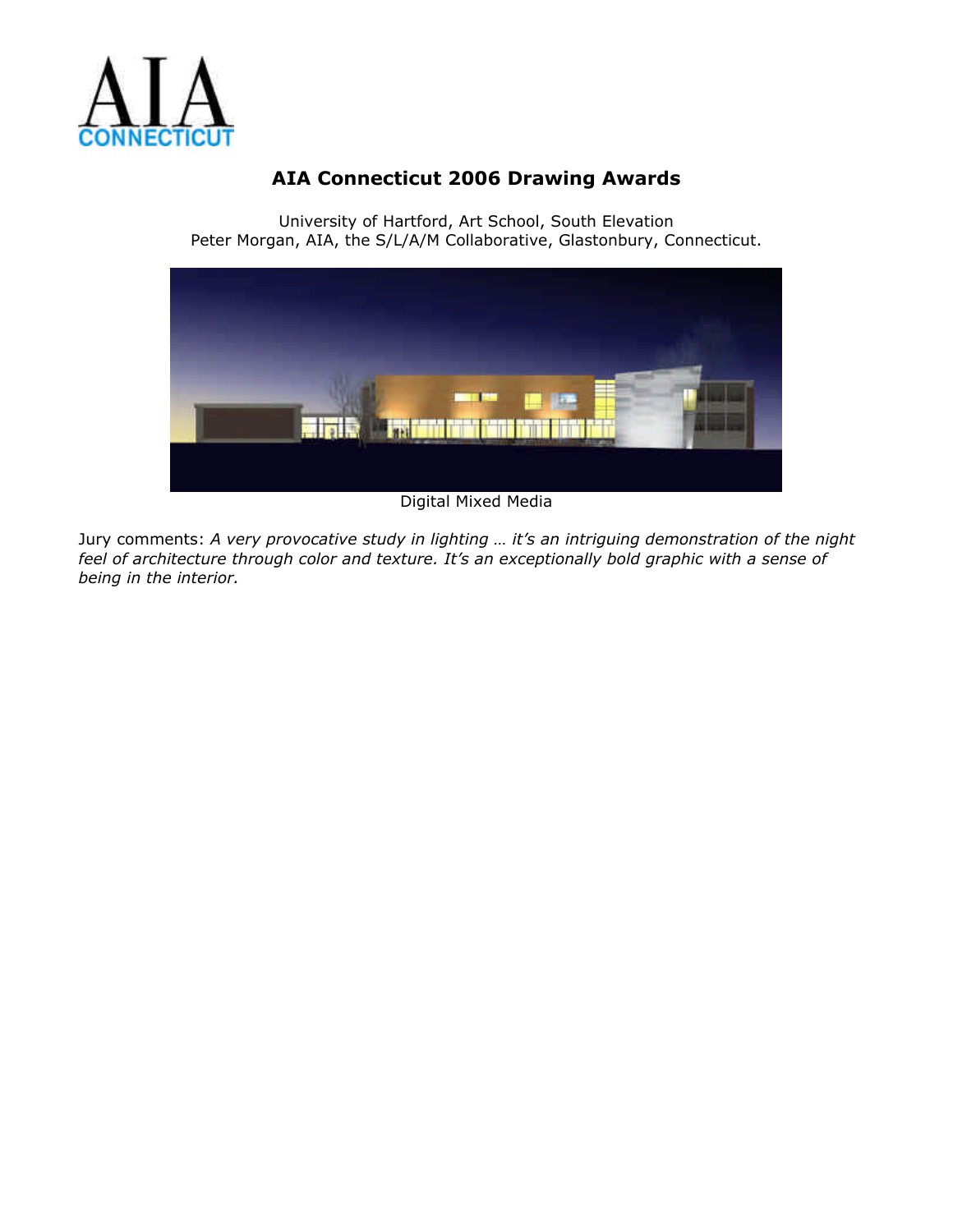AIA CONNECTICUT

# AIA Connecticut 2006 Drawing Awards

University of Hartford, Art School, South Elevation
Peter Morgan, AIA, the S/L/A/M Collaborative, Glastonbury, Connecticut.

Digital Mixed Media

Jury comments: *A very provocative study in lighting … it's an intriguing demonstration of the night feel of architecture through color and texture. It's an exceptionally bold graphic with a sense of being in the interior.*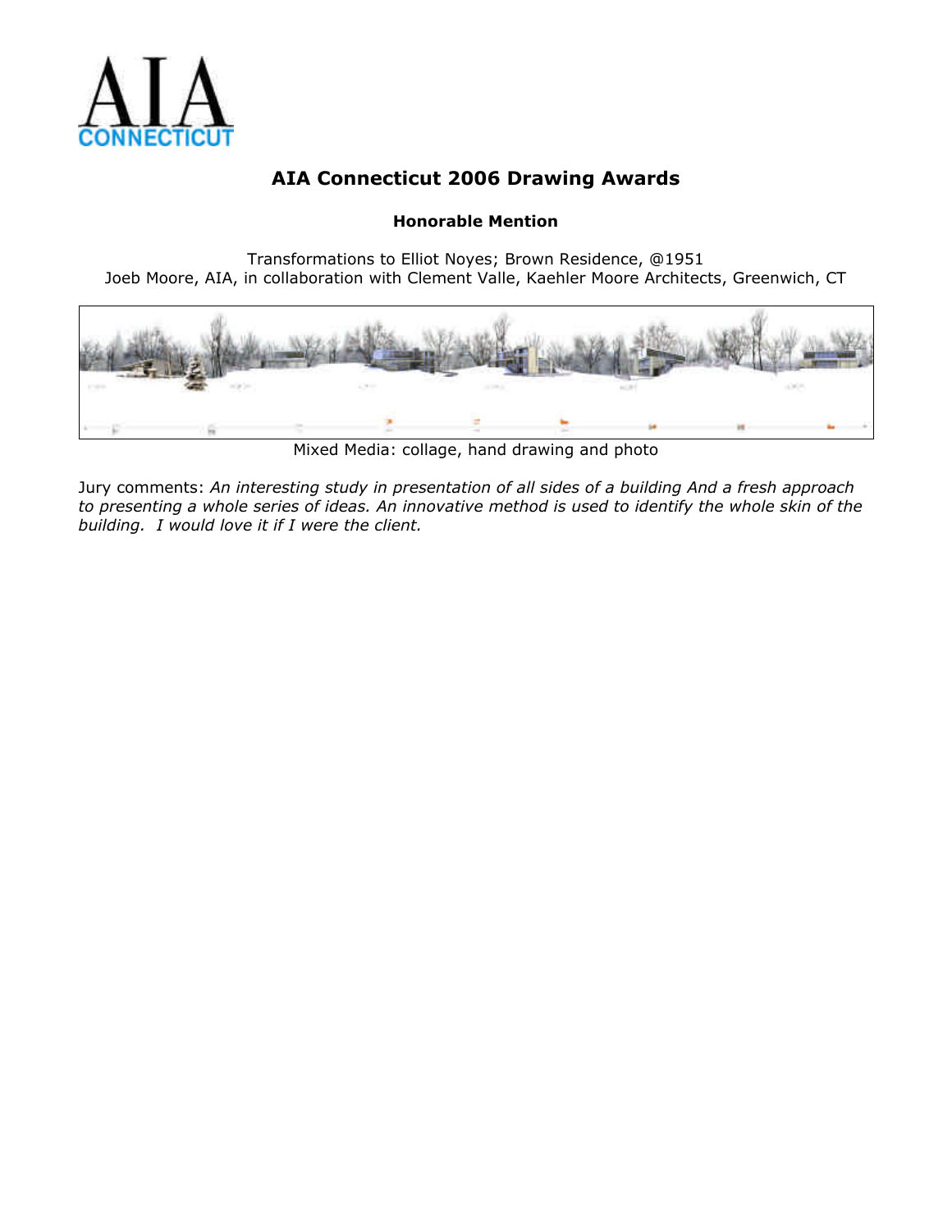AIA
CONNECTICUT

# AIA Connecticut 2006 Drawing Awards

**Honorable Mention**

Transformations to Elliot Noyes; Brown Residence, @1951
Joeb Moore, AIA, in collaboration with Clement Valle, Kaehler Moore Architects, Greenwich, CT

Mixed Media: collage, hand drawing and photo

Jury comments: *An interesting study in presentation of all sides of a building And a fresh approach to presenting a whole series of ideas. An innovative method is used to identify the whole skin of the building. I would love it if I were the client.*